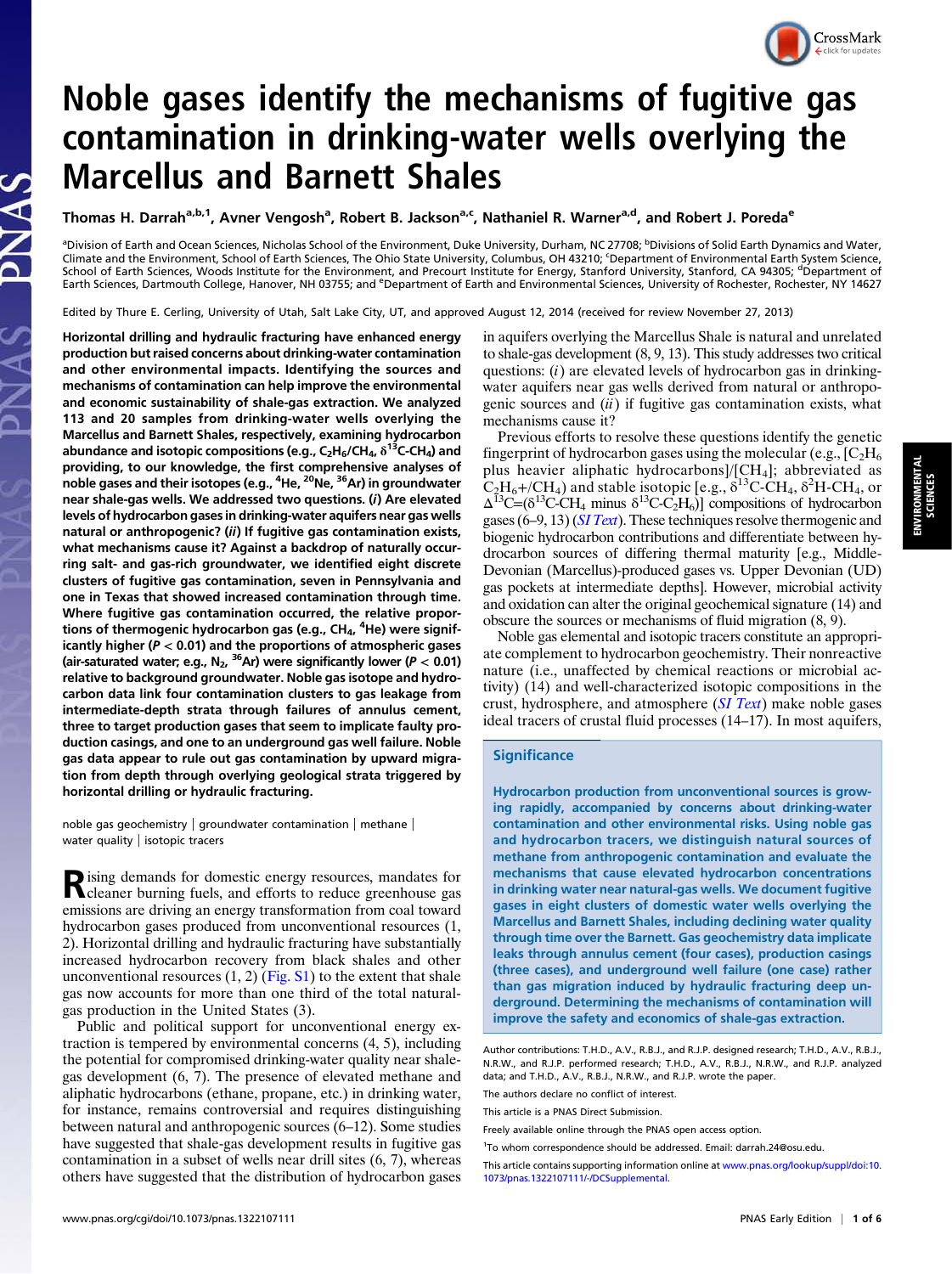# Noble gases identify the mechanisms of fugitive gas contamination in drinking-water wells overlying the Marcellus and Barnett Shales

Thomas H. Darrah[a,b,1], Avner Vengosh[a], Robert B. Jackson[a,c], Nathaniel R. Warner[a,d], and Robert J. Poreda[e]

[a]Division of Earth and Ocean Sciences, Nicholas School of the Environment, Duke University, Durham, NC 27708; [b]Divisions of Solid Earth Dynamics and Water, Climate and the Environment, School of Earth Sciences, The Ohio State University, Columbus, OH 43210; [c]Department of Environmental Earth System Science, School of Earth Sciences, Woods Institute for the Environment, and Precourt Institute for Energy, Stanford University, Stanford, CA 94305; [d]Department of Earth Sciences, Dartmouth College, Hanover, NH 03755; and [e]Department of Earth and Environmental Sciences, University of Rochester, Rochester, NY 14627

Edited by Thure E. Cerling, University of Utah, Salt Lake City, UT, and approved August 12, 2014 (received for review November 27, 2013)

**Horizontal drilling and hydraulic fracturing have enhanced energy production but raised concerns about drinking-water contamination and other environmental impacts. Identifying the sources and mechanisms of contamination can help improve the environmental and economic sustainability of shale-gas extraction. We analyzed 113 and 20 samples from drinking-water wells overlying the Marcellus and Barnett Shales, respectively, examining hydrocarbon abundance and isotopic compositions (e.g., $C_2H_6/CH_4$, $\delta^{13}C\text{-}CH_4$) and providing, to our knowledge, the first comprehensive analyses of noble gases and their isotopes (e.g., $^4He$, $^{20}Ne$, $^{36}Ar$) in groundwater near shale-gas wells. We addressed two questions. (*i*) Are elevated levels of hydrocarbon gases in drinking-water aquifers near gas wells natural or anthropogenic? (*ii*) If fugitive gas contamination exists, what mechanisms cause it? Against a backdrop of naturally occurring salt- and gas-rich groundwater, we identified eight discrete clusters of fugitive gas contamination, seven in Pennsylvania and one in Texas that showed increased contamination through time. Where fugitive gas contamination occurred, the relative proportions of thermogenic hydrocarbon gas (e.g., $CH_4$, $^4He$) were significantly higher ($P < 0.01$) and the proportions of atmospheric gases (air-saturated water; e.g., $N_2$, $^{36}Ar$) were significantly lower ($P < 0.01$) relative to background groundwater. Noble gas isotope and hydrocarbon data link four contamination clusters to gas leakage from intermediate-depth strata through failures of annulus cement, three to target production gases that seem to implicate faulty production casings, and one to an underground gas well failure. Noble gas data appear to rule out gas contamination by upward migration from depth through overlying geological strata triggered by horizontal drilling or hydraulic fracturing.**

noble gas geochemistry | groundwater contamination | methane | water quality | isotopic tracers

Rising demands for domestic energy resources, mandates for cleaner burning fuels, and efforts to reduce greenhouse gas emissions are driving an energy transformation from coal toward hydrocarbon gases produced from unconventional resources (1, 2). Horizontal drilling and hydraulic fracturing have substantially increased hydrocarbon recovery from black shales and other unconventional resources (1, 2) (Fig. S1) to the extent that shale gas now accounts for more than one third of the total natural-gas production in the United States (3).

Public and political support for unconventional energy extraction is tempered by environmental concerns (4, 5), including the potential for compromised drinking-water quality near shale-gas development (6, 7). The presence of elevated methane and aliphatic hydrocarbons (ethane, propane, etc.) in drinking water, for instance, remains controversial and requires distinguishing between natural and anthropogenic sources (6–12). Some studies have suggested that shale-gas development results in fugitive gas contamination in a subset of wells near drill sites (6, 7), whereas others have suggested that the distribution of hydrocarbon gases in aquifers overlying the Marcellus Shale is natural and unrelated to shale-gas development (8, 9, 13). This study addresses two critical questions: (*i*) are elevated levels of hydrocarbon gas in drinking-water aquifers near gas wells derived from natural or anthropogenic sources and (*ii*) if fugitive gas contamination exists, what mechanisms cause it?

Previous efforts to resolve these questions identify the genetic fingerprint of hydrocarbon gases using the molecular (e.g., [$C_2H_6$ plus heavier aliphatic hydrocarbons]/[$CH_4$]; abbreviated as $C_2H_6$+/$CH_4$) and stable isotopic [e.g., $\delta^{13}C\text{-}CH_4$, $\delta^2H\text{-}CH_4$, or $\Delta^{13}C$=($\delta^{13}C\text{-}CH_4$ minus $\delta^{13}C\text{-}C_2H_6$)] compositions of hydrocarbon gases (6–9, 13) (*SI Text*). These techniques resolve thermogenic and biogenic hydrocarbon contributions and differentiate between hydrocarbon sources of differing thermal maturity [e.g., Middle-Devonian (Marcellus)-produced gases vs. Upper Devonian (UD) gas pockets at intermediate depths]. However, microbial activity and oxidation can alter the original geochemical signature (14) and obscure the sources or mechanisms of fluid migration (8, 9).

Noble gas elemental and isotopic tracers constitute an appropriate complement to hydrocarbon geochemistry. Their nonreactive nature (i.e., unaffected by chemical reactions or microbial activity) (14) and well-characterized isotopic compositions in the crust, hydrosphere, and atmosphere (*SI Text*) make noble gases ideal tracers of crustal fluid processes (14–17). In most aquifers,

## Significance

Hydrocarbon production from unconventional sources is growing rapidly, accompanied by concerns about drinking-water contamination and other environmental risks. Using noble gas and hydrocarbon tracers, we distinguish natural sources of methane from anthropogenic contamination and evaluate the mechanisms that cause elevated hydrocarbon concentrations in drinking water near natural-gas wells. We document fugitive gases in eight clusters of domestic water wells overlying the Marcellus and Barnett Shales, including declining water quality through time over the Barnett. Gas geochemistry data implicate leaks through annulus cement (four cases), production casings (three cases), and underground well failure (one case) rather than gas migration induced by hydraulic fracturing deep underground. Determining the mechanisms of contamination will improve the safety and economics of shale-gas extraction.

Author contributions: T.H.D., A.V., R.B.J., and R.J.P. designed research; T.H.D., A.V., R.B.J., N.R.W., and R.J.P. performed research; T.H.D., A.V., R.B.J., N.R.W., and R.J.P. analyzed data; and T.H.D., A.V., R.B.J., N.R.W., and R.J.P. wrote the paper.

The authors declare no conflict of interest.

This article is a PNAS Direct Submission.

Freely available online through the PNAS open access option.

[1]To whom correspondence should be addressed. Email: darrah.24@osu.edu.

This article contains supporting information online at www.pnas.org/lookup/suppl/doi:10.1073/pnas.1322107111/-/DCSupplemental.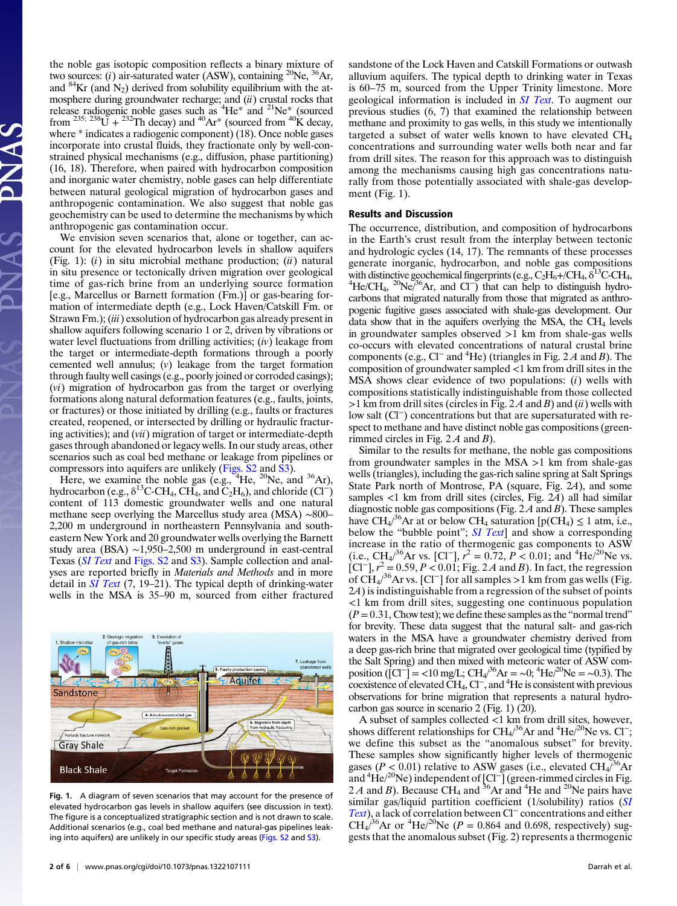the noble gas isotopic composition reflects a binary mixture of two sources: (*i*) air-saturated water (ASW), containing $^{20}$Ne, $^{36}$Ar, and $^{84}$Kr (and $N_2$) derived from solubility equilibrium with the atmosphere during groundwater recharge; and (*ii*) crustal rocks that release radiogenic noble gases such as $^{4}$He* and $^{21}$Ne* (sourced from $^{235;\,238}$U + $^{232}$Th decay) and $^{40}$Ar* (sourced from $^{40}$K decay, where * indicates a radiogenic component) (18). Once noble gases incorporate into crustal fluids, they fractionate only by well-constrained physical mechanisms (e.g., diffusion, phase partitioning) (16, 18). Therefore, when paired with hydrocarbon composition and inorganic water chemistry, noble gases can help differentiate between natural geological migration of hydrocarbon gases and anthropogenic contamination. We also suggest that noble gas geochemistry can be used to determine the mechanisms by which anthropogenic gas contamination occur.

We envision seven scenarios that, alone or together, can account for the elevated hydrocarbon levels in shallow aquifers (Fig. 1): (*i*) in situ microbial methane production; (*ii*) natural in situ presence or tectonically driven migration over geological time of gas-rich brine from an underlying source formation [e.g., Marcellus or Barnett formation (Fm.)] or gas-bearing formation of intermediate depth (e.g., Lock Haven/Catskill Fm. or Strawn Fm.); (*iii*) exsolution of hydrocarbon gas already present in shallow aquifers following scenario 1 or 2, driven by vibrations or water level fluctuations from drilling activities; (*iv*) leakage from the target or intermediate-depth formations through a poorly cemented well annulus; (*v*) leakage from the target formation through faulty well casings (e.g., poorly joined or corroded casings); (*vi*) migration of hydrocarbon gas from the target or overlying formations along natural deformation features (e.g., faults, joints, or fractures) or those initiated by drilling (e.g., faults or fractures created, reopened, or intersected by drilling or hydraulic fracturing activities); and (*vii*) migration of target or intermediate-depth gases through abandoned or legacy wells. In our study areas, other scenarios such as coal bed methane or leakage from pipelines or compressors into aquifers are unlikely (Figs. S2 and S3).

Here, we examine the noble gas (e.g., $^{4}$He, $^{20}$Ne, and $^{36}$Ar), hydrocarbon (e.g., $\delta^{13}$C-$CH_4$, $CH_4$, and $C_2H_6$), and chloride ($Cl^-$) content of 113 domestic groundwater wells and one natural methane seep overlying the Marcellus study area (MSA) ∼800–2,200 m underground in northeastern Pennsylvania and southeastern New York and 20 groundwater wells overlying the Barnett study area (BSA) ∼1,950–2,500 m underground in east-central Texas (*SI Text* and Figs. S2 and S3). Sample collection and analyses are reported briefly in *Materials and Methods* and in more detail in *SI Text* (7, 19–21). The typical depth of drinking-water wells in the MSA is 35–90 m, sourced from either fractured sandstone of the Lock Haven and Catskill Formations or outwash alluvium aquifers. The typical depth to drinking water in Texas is 60–75 m, sourced from the Upper Trinity limestone. More geological information is included in *SI Text*. To augment our previous studies (6, 7) that examined the relationship between methane and proximity to gas wells, in this study we intentionally targeted a subset of water wells known to have elevated $CH_4$ concentrations and surrounding water wells both near and far from drill sites. The reason for this approach was to distinguish among the mechanisms causing high gas concentrations naturally from those potentially associated with shale-gas development (Fig. 1).

**Fig. 1.** A diagram of seven scenarios that may account for the presence of elevated hydrocarbon gas levels in shallow aquifers (see discussion in text). The figure is a conceptualized stratigraphic section and is not drawn to scale. Additional scenarios (e.g., coal bed methane and natural-gas pipelines leaking into aquifers) are unlikely in our specific study areas (Figs. S2 and S3).

## Results and Discussion

The occurrence, distribution, and composition of hydrocarbons in the Earth's crust result from the interplay between tectonic and hydrologic cycles (14, 17). The remnants of these processes generate inorganic, hydrocarbon, and noble gas compositions with distinctive geochemical fingerprints (e.g., $C_2H_6$+/$CH_4$, $\delta^{13}$C-$CH_4$, $^{4}$He/$CH_4$, $^{20}$Ne/$^{36}$Ar, and $Cl^-$) that can help to distinguish hydrocarbons that migrated naturally from those that migrated as anthropogenic fugitive gases associated with shale-gas development. Our data show that in the aquifers overlying the MSA, the $CH_4$ levels in groundwater samples observed >1 km from shale-gas wells co-occurs with elevated concentrations of natural crustal brine components (e.g., $Cl^-$ and $^{4}$He) (triangles in Fig. 2 *A* and *B*). The composition of groundwater sampled <1 km from drill sites in the MSA shows clear evidence of two populations: (*i*) wells with compositions statistically indistinguishable from those collected >1 km from drill sites (circles in Fig. 2 *A* and *B*) and (*ii*) wells with low salt ($Cl^-$) concentrations but that are supersaturated with respect to methane and have distinct noble gas compositions (green-rimmed circles in Fig. 2 *A* and *B*).

Similar to the results for methane, the noble gas compositions from groundwater samples in the MSA >1 km from shale-gas wells (triangles), including the gas-rich saline spring at Salt Springs State Park north of Montrose, PA (square, Fig. 2*A*), and some samples <1 km from drill sites (circles, Fig. 2*A*) all had similar diagnostic noble gas compositions (Fig. 2 *A* and *B*). These samples have $CH_4$/$^{36}$Ar at or below $CH_4$ saturation [p($CH_4$) ≤ 1 atm, i.e., below the "bubble point"; *SI Text*] and show a corresponding increase in the ratio of thermogenic gas components to ASW (i.e., $CH_4$/$^{36}$Ar vs. [$Cl^-$], $r^2$ = 0.72, $P$ < 0.01; and $^{4}$He/$^{20}$Ne vs. [$Cl^-$], $r^2$ = 0.59, $P$ < 0.01; Fig. 2 *A* and *B*). In fact, the regression of $CH_4$/$^{36}$Ar vs. [$Cl^-$] for all samples >1 km from gas wells (Fig. 2*A*) is indistinguishable from a regression of the subset of points <1 km from drill sites, suggesting one continuous population ($P$ = 0.31, Chow test); we define these samples as the "normal trend" for brevity. These data suggest that the natural salt- and gas-rich waters in the MSA have a groundwater chemistry derived from a deep gas-rich brine that migrated over geological time (typified by the Salt Spring) and then mixed with meteoric water of ASW composition ([$Cl^-$] = <10 mg/L; $CH_4$/$^{36}$Ar = ∼0; $^{4}$He/$^{20}$Ne = ∼0.3). The coexistence of elevated $CH_4$, $Cl^-$, and $^{4}$He is consistent with previous observations for brine migration that represents a natural hydrocarbon gas source in scenario 2 (Fig. 1) (20).

A subset of samples collected <1 km from drill sites, however, shows different relationships for $CH_4$/$^{36}$Ar and $^{4}$He/$^{20}$Ne vs. $Cl^-$; we define this subset as the "anomalous subset" for brevity. These samples show significantly higher levels of thermogenic gases ($P$ < 0.01) relative to ASW gases (i.e., elevated $CH_4$/$^{36}$Ar and $^{4}$He/$^{20}$Ne) independent of [$Cl^-$] (green-rimmed circles in Fig. 2 *A* and *B*). Because $CH_4$ and $^{36}$Ar and $^{4}$He and $^{20}$Ne pairs have similar gas/liquid partition coefficient (1/solubility) ratios (*SI Text*), a lack of correlation between $Cl^-$ concentrations and either $CH_4$/$^{36}$Ar or $^{4}$He/$^{20}$Ne ($P$ = 0.864 and 0.698, respectively) suggests that the anomalous subset (Fig. 2) represents a thermogenic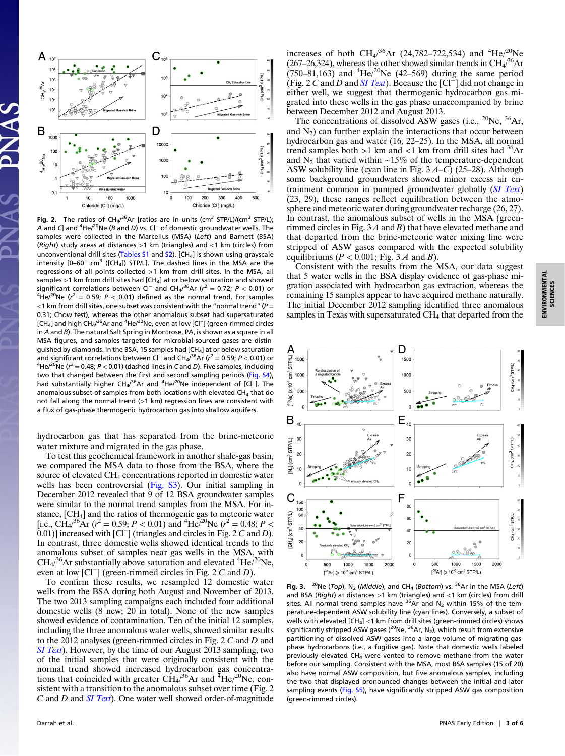**Fig. 2.** The ratios of $CH_4/^{36}Ar$ [ratios are in units ($cm^3$ STP/L)/($cm^3$ STP/L); *A* and *C*] and $^4He/^{20}Ne$ (*B* and *D*) vs. $Cl^-$ of domestic groundwater wells. The samples were collected in the Marcellus (MSA) (*Left*) and Barnett (BSA) (*Right*) study areas at distances >1 km (triangles) and <1 km (circles) from unconventional drill sites (Tables S1 and S2). [$CH_4$] is shown using grayscale intensity [0–60+ $cm^3$ ([$CH_4$]) STP/L]. The dashed lines in the MSA are the regressions of all points collected >1 km from drill sites. In the MSA, all samples >1 km from drill sites had [$CH_4$] at or below saturation and showed significant correlations between $Cl^-$ and $CH_4/^{36}Ar$ ($r^2 = 0.72$; $P < 0.01$) or $^4He/^{20}Ne$ ($r^2 = 0.59$; $P < 0.01$) defined as the normal trend. For samples <1 km from drill sites, one subset was consistent with the "normal trend" ($P = 0.31$; Chow test), whereas the other anomalous subset had supersaturated [$CH_4$] and high $CH_4/^{36}Ar$ and $^4He/^{20}Ne$, even at low [$Cl^-$] (green-rimmed circles in *A* and *B*). The natural Salt Spring in Montrose, PA, is shown as a square in all MSA figures, and samples targeted for microbial-sourced gases are distinguished by diamonds. In the BSA, 15 samples had [$CH_4$] at or below saturation and significant correlations between $Cl^-$ and $CH_4/^{36}Ar$ ($r^2 = 0.59$; $P < 0.01$) or $^4He/^{20}Ne$ ($r^2 = 0.48$; $P < 0.01$) (dashed lines in *C* and *D*). Five samples, including two that changed between the first and second sampling periods (Fig. S4), had substantially higher $CH_4/^{36}Ar$ and $^4He/^{20}Ne$ independent of [$Cl^-$]. The anomalous subset of samples from both locations with elevated $CH_4$ that do not fall along the normal trend (>1 km) regression lines are consistent with a flux of gas-phase thermogenic hydrocarbon gas into shallow aquifers.

hydrocarbon gas that has separated from the brine-meteoric water mixture and migrated in the gas phase.

To test this geochemical framework in another shale-gas basin, we compared the MSA data to those from the BSA, where the source of elevated $CH_4$ concentrations reported in domestic water wells has been controversial (Fig. S3). Our initial sampling in December 2012 revealed that 9 of 12 BSA groundwater samples were similar to the normal trend samples from the MSA. For instance, [$CH_4$] and the ratios of thermogenic gas to meteoric water [i.e., $CH_4/^{36}Ar$ ($r^2 = 0.59$; $P < 0.01$) and $^4He/^{20}Ne$ ($r^2 = 0.48$; $P < 0.01$)] increased with [$Cl^-$] (triangles and circles in Fig. 2 *C* and *D*). In contrast, three domestic wells showed identical trends to the anomalous subset of samples near gas wells in the MSA, with $CH_4/^{36}Ar$ substantially above saturation and elevated $^4He/^{20}Ne$, even at low [$Cl^-$] (green-rimmed circles in Fig. 2 *C* and *D*).

To confirm these results, we resampled 12 domestic water wells from the BSA during both August and November of 2013. The two 2013 sampling campaigns each included four additional domestic wells (8 new; 20 in total). None of the new samples showed evidence of contamination. Ten of the initial 12 samples, including the three anomalous water wells, showed similar results to the 2012 analyses (green-rimmed circles in Fig. 2 *C* and *D* and *SI Text*). However, by the time of our August 2013 sampling, two of the initial samples that were originally consistent with the normal trend showed increased hydrocarbon gas concentrations that coincided with greater $CH_4/^{36}Ar$ and $^4He/^{20}Ne$, consistent with a transition to the anomalous subset over time (Fig. 2 *C* and *D* and *SI Text*). One water well showed order-of-magnitude increases of both $CH_4/^{36}Ar$ (24,782–722,534) and $^4He/^{20}Ne$ (267–26,324), whereas the other showed similar trends in $CH_4/^{36}Ar$ (750–81,163) and $^4He/^{20}Ne$ (42–569) during the same period (Fig. 2 *C* and *D* and *SI Text*). Because the [$Cl^-$] did not change in either well, we suggest that thermogenic hydrocarbon gas migrated into these wells in the gas phase unaccompanied by brine between December 2012 and August 2013.

The concentrations of dissolved ASW gases (i.e., $^{20}Ne$, $^{36}Ar$, and $N_2$) can further explain the interactions that occur between hydrocarbon gas and water (16, 22–25). In the MSA, all normal trend samples both >1 km and <1 km from drill sites had $^{36}Ar$ and $N_2$ that varied within ~15% of the temperature-dependent ASW solubility line (cyan line in Fig. 3 *A*–*C*) (25–28). Although some background groundwaters showed minor excess air entrainment common in pumped groundwater globally (*SI Text*) (23, 29), these ranges reflect equilibration between the atmosphere and meteoric water during groundwater recharge (26, 27). In contrast, the anomalous subset of wells in the MSA (green-rimmed circles in Fig. 3 *A* and *B*) that have elevated methane and that departed from the brine-meteoric water mixing line were stripped of ASW gases compared with the expected solubility equilibriums ($P < 0.001$; Fig. 3 *A* and *B*).

Consistent with the results from the MSA, our data suggest that 5 water wells in the BSA display evidence of gas-phase migration associated with hydrocarbon gas extraction, whereas the remaining 15 samples appear to have acquired methane naturally. The initial December 2012 sampling identified three anomalous samples in Texas with supersaturated $CH_4$ that departed from the

**Fig. 3.** $^{20}Ne$ (*Top*), $N_2$ (*Middle*), and $CH_4$ (*Bottom*) vs. $^{36}Ar$ in the MSA (*Left*) and BSA (*Right*) at distances >1 km (triangles) and <1 km (circles) from drill sites. All normal trend samples have $^{36}Ar$ and $N_2$ within 15% of the temperature-dependent ASW solubility line (cyan lines). Conversely, a subset of wells with elevated [$CH_4$] <1 km from drill sites (green-rimmed circles) shows significantly stripped ASW gases ($^{20}Ne$, $^{36}Ar$, $N_2$), which result from extensive partitioning of dissolved ASW gases into a large volume of migrating gas-phase hydrocarbons (i.e., a fugitive gas). Note that domestic wells labeled previously elevated $CH_4$ were vented to remove methane from the water before our sampling. Consistent with the MSA, most BSA samples (15 of 20) also have normal ASW composition, but five anomalous samples, including the two that displayed pronounced changes between the initial and later sampling events (Fig. S5), have significantly stripped ASW gas composition (green-rimmed circles).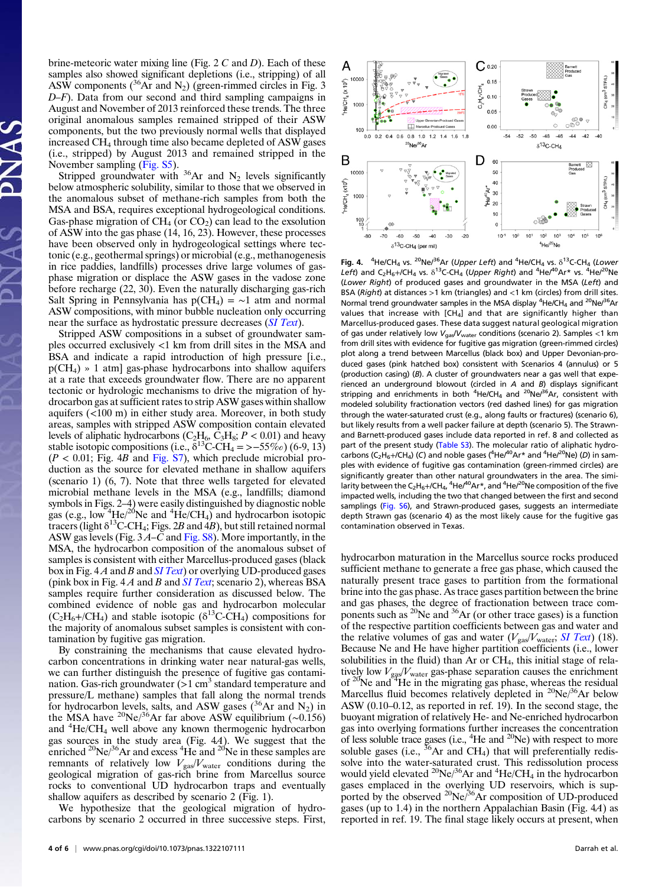brine-meteoric water mixing line (Fig. 2 *C* and *D*). Each of these samples also showed significant depletions (i.e., stripping) of all ASW components ($^{36}$Ar and $N_2$) (green-rimmed circles in Fig. 3 *D*–*F*). Data from our second and third sampling campaigns in August and November of 2013 reinforced these trends. The three original anomalous samples remained stripped of their ASW components, but the two previously normal wells that displayed increased $CH_4$ through time also became depleted of ASW gases (i.e., stripped) by August 2013 and remained stripped in the November sampling (Fig. S5).

Stripped groundwater with $^{36}$Ar and $N_2$ levels significantly below atmospheric solubility, similar to those that we observed in the anomalous subset of methane-rich samples from both the MSA and BSA, requires exceptional hydrogeological conditions. Gas-phase migration of $CH_4$ (or $CO_2$) can lead to the exsolution of ASW into the gas phase (14, 16, 23). However, these processes have been observed only in hydrogeological settings where tectonic (e.g., geothermal springs) or microbial (e.g., methanogenesis in rice paddies, landfills) processes drive large volumes of gas-phase migration or displace the ASW gases in the vadose zone before recharge (22, 30). Even the naturally discharging gas-rich Salt Spring in Pennsylvania has p($CH_4$) = ∼1 atm and normal ASW compositions, with minor bubble nucleation only occurring near the surface as hydrostatic pressure decreases (*SI Text*).

Stripped ASW compositions in a subset of groundwater samples occurred exclusively <1 km from drill sites in the MSA and BSA and indicate a rapid introduction of high pressure [i.e., p($CH_4$) » 1 atm] gas-phase hydrocarbons into shallow aquifers at a rate that exceeds groundwater flow. There are no apparent tectonic or hydrologic mechanisms to drive the migration of hydrocarbon gas at sufficient rates to strip ASW gases within shallow aquifers (<100 m) in either study area. Moreover, in both study areas, samples with stripped ASW composition contain elevated levels of aliphatic hydrocarbons ($C_2H_6$, $C_3H_8$; $P < 0.01$) and heavy stable isotopic compositions (i.e., $\delta^{13}$C-$CH_4$ = >−55‰) (6-9, 13) ($P < 0.01$; Fig. 4*B* and Fig. S7), which preclude microbial production as the source for elevated methane in shallow aquifers (scenario 1) (6, 7). Note that three wells targeted for elevated microbial methane levels in the MSA (e.g., landfills; diamond symbols in Figs. 2–4) were easily distinguished by diagnostic noble gas (e.g., low $^4$He/$^{20}$Ne and $^4$He/$CH_4$) and hydrocarbon isotopic tracers (light $\delta^{13}$C-$CH_4$; Figs. 2*B* and 4*B*), but still retained normal ASW gas levels (Fig. 3 *A*–*C* and Fig. S8). More importantly, in the MSA, the hydrocarbon composition of the anomalous subset of samples is consistent with either Marcellus-produced gases (black box in Fig. 4 *A* and *B* and *SI Text*) or overlying UD-produced gases (pink box in Fig. 4 *A* and *B* and *SI Text*; scenario 2), whereas BSA samples require further consideration as discussed below. The combined evidence of noble gas and hydrocarbon molecular ($C_2H_6$+/$CH_4$) and stable isotopic ($\delta^{13}$C-$CH_4$) compositions for the majority of anomalous subset samples is consistent with contamination by fugitive gas migration.

By constraining the mechanisms that cause elevated hydrocarbon concentrations in drinking water near natural-gas wells, we can further distinguish the presence of fugitive gas contamination. Gas-rich groundwater (>1 cm$^3$ standard temperature and pressure/L methane) samples that fall along the normal trends for hydrocarbon levels, salts, and ASW gases ($^{36}$Ar and $N_2$) in the MSA have $^{20}$Ne/$^{36}$Ar far above ASW equilibrium (∼0.156) and $^4$He/$CH_4$ well above any known thermogenic hydrocarbon gas sources in the study area (Fig. 4*A*). We suggest that the enriched $^{20}$Ne/$^{36}$Ar and excess $^4$He and $^{20}$Ne in these samples are remnants of relatively low $V_{gas}/V_{water}$ conditions during the geological migration of gas-rich brine from Marcellus source rocks to conventional UD hydrocarbon traps and eventually shallow aquifers as described by scenario 2 (Fig. 1).

We hypothesize that the geological migration of hydrocarbons by scenario 2 occurred in three successive steps. First, hydrocarbon maturation in the Marcellus source rocks produced sufficient methane to generate a free gas phase, which caused the naturally present trace gases to partition from the formational brine into the gas phase. As trace gases partition between the brine and gas phases, the degree of fractionation between trace components such as $^{20}$Ne and $^{36}$Ar (or other trace gases) is a function of the respective partition coefficients between gas and water and the relative volumes of gas and water ($V_{gas}/V_{water}$; *SI Text*) (18). Because Ne and He have higher partition coefficients (i.e., lower solubilities in the fluid) than Ar or $CH_4$, this initial stage of relatively low $V_{gas}/V_{water}$ gas-phase separation causes the enrichment of $^{20}$Ne and $^4$He in the migrating gas phase, whereas the residual Marcellus fluid becomes relatively depleted in $^{20}$Ne/$^{36}$Ar below ASW (0.10–0.12, as reported in ref. 19). In the second stage, the buoyant migration of relatively He- and Ne-enriched hydrocarbon gas into overlying formations further increases the concentration of less soluble trace gases (i.e., $^4$He and $^{20}$Ne) with respect to more soluble gases (i.e., $^{36}$Ar and $CH_4$) that will preferentially redissolve into the water-saturated crust. This redissolution process would yield elevated $^{20}$Ne/$^{36}$Ar and $^4$He/$CH_4$ in the hydrocarbon gases emplaced in the overlying UD reservoirs, which is supported by the observed $^{20}$Ne/$^{36}$Ar composition of UD-produced gases (up to 1.4) in the northern Appalachian Basin (Fig. 4*A*) as reported in ref. 19. The final stage likely occurs at present, when

**Fig. 4.** $^4$He/$CH_4$ vs. $^{20}$Ne/$^{36}$Ar (*Upper Left*) and $^4$He/$CH_4$ vs. $\delta^{13}$C-$CH_4$ (*Lower Left*) and $C_2H_6$+/$CH_4$ vs. $\delta^{13}$C-$CH_4$ (*Upper Right*) and $^4$He/$^{40}$Ar* vs. $^4$He/$^{20}$Ne (*Lower Right*) of produced gases and groundwater in the MSA (*Left*) and BSA (*Right*) at distances >1 km (triangles) and <1 km (circles) from drill sites. Normal trend groundwater samples in the MSA display $^4$He/$CH_4$ and $^{20}$Ne/$^{36}$Ar values that increase with [$CH_4$] and that are significantly higher than Marcellus-produced gases. These data suggest natural geological migration of gas under relatively low $V_{gas}/V_{water}$ conditions (scenario 2). Samples <1 km from drill sites with evidence for fugitive gas migration (green-rimmed circles) plot along a trend between Marcellus (black box) and Upper Devonian-produced gases (pink hatched box) consistent with Scenarios 4 (annulus) or 5 (production casing) (*B*). A cluster of groundwaters near a gas well that experienced an underground blowout (circled in *A* and *B*) displays significant stripping and enrichments in both $^4$He/$CH_4$ and $^{20}$Ne/$^{36}$Ar, consistent with modeled solubility fractionation vectors (red dashed lines) for gas migration through the water-saturated crust (e.g., along faults or fractures) (scenario 6), but likely results from a well packer failure at depth (scenario 5). The Strawn- and Barnett-produced gases include data reported in ref. 8 and collected as part of the present study (Table S3). The molecular ratio of aliphatic hydrocarbons ($C_2H_6$+/$CH_4$) (*C*) and noble gases ($^4$He/$^{40}$Ar* and $^4$He/$^{20}$Ne) (*D*) in samples with evidence of fugitive gas contamination (green-rimmed circles) are significantly greater than other natural groundwaters in the area. The similarity between the $C_2H_6$+/$CH_4$, $^4$He/$^{40}$Ar*, and $^4$He/$^{20}$Ne composition of the five impacted wells, including the two that changed between the first and second samplings (Fig. S6), and Strawn-produced gases, suggests an intermediate depth Strawn gas (scenario 4) as the most likely cause for the fugitive gas contamination observed in Texas.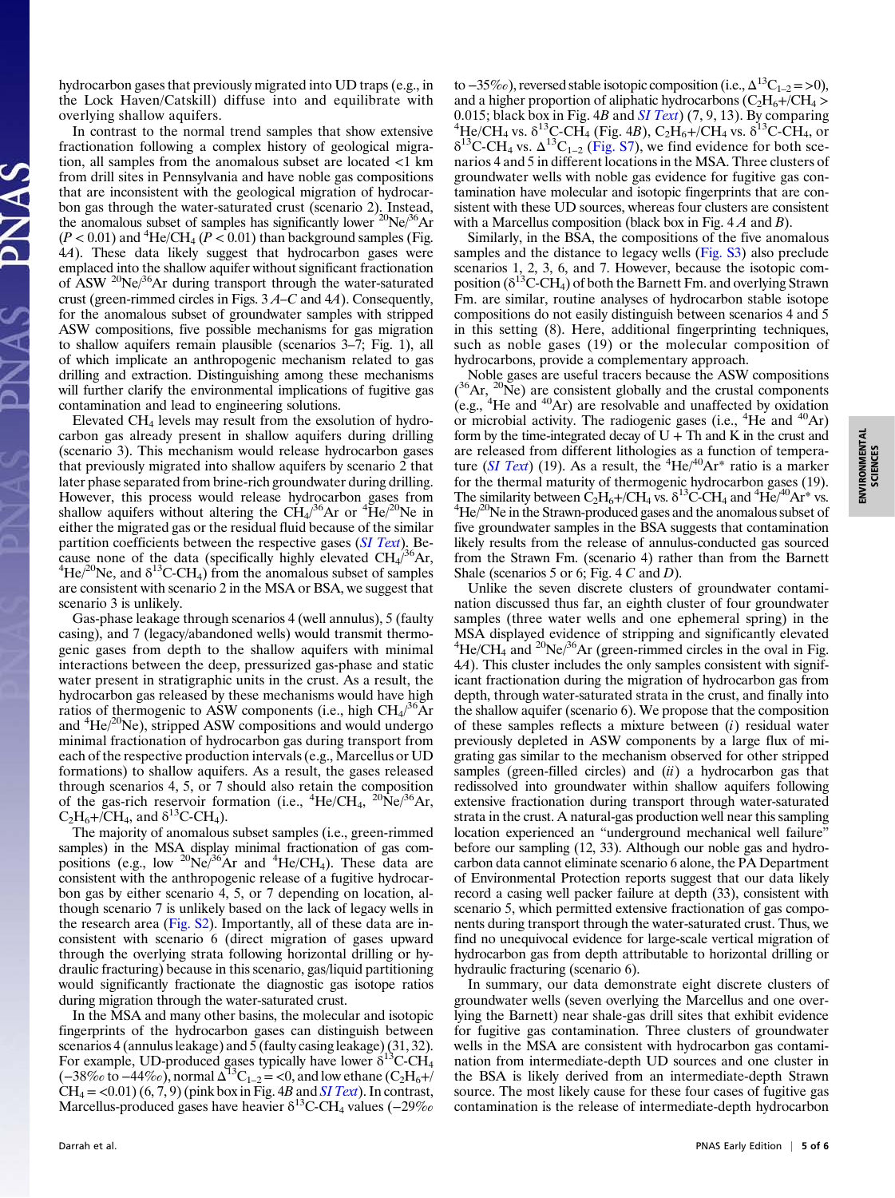hydrocarbon gases that previously migrated into UD traps (e.g., in the Lock Haven/Catskill) diffuse into and equilibrate with overlying shallow aquifers.

In contrast to the normal trend samples that show extensive fractionation following a complex history of geological migration, all samples from the anomalous subset are located <1 km from drill sites in Pennsylvania and have noble gas compositions that are inconsistent with the geological migration of hydrocarbon gas through the water-saturated crust (scenario 2). Instead, the anomalous subset of samples has significantly lower $^{20}Ne/^{36}Ar$ ($P < 0.01$) and $^{4}He/CH_4$ ($P < 0.01$) than background samples (Fig. 4A). These data likely suggest that hydrocarbon gases were emplaced into the shallow aquifer without significant fractionation of ASW $^{20}Ne/^{36}Ar$ during transport through the water-saturated crust (green-rimmed circles in Figs. 3 A–C and 4A). Consequently, for the anomalous subset of groundwater samples with stripped ASW compositions, five possible mechanisms for gas migration to shallow aquifers remain plausible (scenarios 3–7; Fig. 1), all of which implicate an anthropogenic mechanism related to gas drilling and extraction. Distinguishing among these mechanisms will further clarify the environmental implications of fugitive gas contamination and lead to engineering solutions.

Elevated $CH_4$ levels may result from the exsolution of hydrocarbon gas already present in shallow aquifers during drilling (scenario 3). This mechanism would release hydrocarbon gases that previously migrated into shallow aquifers by scenario 2 that later phase separated from brine-rich groundwater during drilling. However, this process would release hydrocarbon gases from shallow aquifers without altering the $CH_4/^{36}Ar$ or $^{4}He/^{20}Ne$ in either the migrated gas or the residual fluid because of the similar partition coefficients between the respective gases (*SI Text*). Because none of the data (specifically highly elevated $CH_4/^{36}Ar$, $^{4}He/^{20}Ne$, and $\delta^{13}C\text{-}CH_4$) from the anomalous subset of samples are consistent with scenario 2 in the MSA or BSA, we suggest that scenario 3 is unlikely.

Gas-phase leakage through scenarios 4 (well annulus), 5 (faulty casing), and 7 (legacy/abandoned wells) would transmit thermogenic gases from depth to the shallow aquifers with minimal interactions between the deep, pressurized gas-phase and static water present in stratigraphic units in the crust. As a result, the hydrocarbon gas released by these mechanisms would have high ratios of thermogenic to ASW components (i.e., high $CH_4/^{36}Ar$ and $^{4}He/^{20}Ne$), stripped ASW compositions and would undergo minimal fractionation of hydrocarbon gas during transport from each of the respective production intervals (e.g., Marcellus or UD formations) to shallow aquifers. As a result, the gases released through scenarios 4, 5, or 7 should also retain the composition of the gas-rich reservoir formation (i.e., $^{4}He/CH_4$, $^{20}Ne/^{36}Ar$, $C_2H_6+/CH_4$, and $\delta^{13}C\text{-}CH_4$).

The majority of anomalous subset samples (i.e., green-rimmed samples) in the MSA display minimal fractionation of gas compositions (e.g., low $^{20}Ne/^{36}Ar$ and $^{4}He/CH_4$). These data are consistent with the anthropogenic release of a fugitive hydrocarbon gas by either scenario 4, 5, or 7 depending on location, although scenario 7 is unlikely based on the lack of legacy wells in the research area (Fig. S2). Importantly, all of these data are inconsistent with scenario 6 (direct migration of gases upward through the overlying strata following horizontal drilling or hydraulic fracturing) because in this scenario, gas/liquid partitioning would significantly fractionate the diagnostic gas isotope ratios during migration through the water-saturated crust.

In the MSA and many other basins, the molecular and isotopic fingerprints of the hydrocarbon gases can distinguish between scenarios 4 (annulus leakage) and 5 (faulty casing leakage) (31, 32). For example, UD-produced gases typically have lower $\delta^{13}C\text{-}CH_4$ (−38‰ to −44‰), normal $\Delta^{13}C_{1-2} = <0$, and low ethane ($C_2H_6+/CH_4 = <0.01$) (6, 7, 9) (pink box in Fig. 4B and *SI Text*). In contrast, Marcellus-produced gases have heavier $\delta^{13}C\text{-}CH_4$ values (−29‰ to −35‰), reversed stable isotopic composition (i.e., $\Delta^{13}C_{1-2} = >0$), and a higher proportion of aliphatic hydrocarbons ($C_2H_6+/CH_4 > 0.015$; black box in Fig. 4B and *SI Text*) (7, 9, 13). By comparing $^{4}He/CH_4$ vs. $\delta^{13}C\text{-}CH_4$ (Fig. 4B), $C_2H_6+/CH_4$ vs. $\delta^{13}C\text{-}CH_4$, or $\delta^{13}C\text{-}CH_4$ vs. $\Delta^{13}C_{1-2}$ (Fig. S7), we find evidence for both scenarios 4 and 5 in different locations in the MSA. Three clusters of groundwater wells with noble gas evidence for fugitive gas contamination have molecular and isotopic fingerprints that are consistent with these UD sources, whereas four clusters are consistent with a Marcellus composition (black box in Fig. 4 A and B).

Similarly, in the BSA, the compositions of the five anomalous samples and the distance to legacy wells (Fig. S3) also preclude scenarios 1, 2, 3, 6, and 7. However, because the isotopic composition ($\delta^{13}C\text{-}CH_4$) of both the Barnett Fm. and overlying Strawn Fm. are similar, routine analyses of hydrocarbon stable isotope compositions do not easily distinguish between scenarios 4 and 5 in this setting (8). Here, additional fingerprinting techniques, such as noble gases (19) or the molecular composition of hydrocarbons, provide a complementary approach.

Noble gases are useful tracers because the ASW compositions ($^{36}Ar$, $^{20}Ne$) are consistent globally and the crustal components (e.g., $^{4}He$ and $^{40}Ar$) are resolvable and unaffected by oxidation or microbial activity. The radiogenic gases (i.e., $^{4}He$ and $^{40}Ar$) form by the time-integrated decay of U + Th and K in the crust and are released from different lithologies as a function of temperature (*SI Text*) (19). As a result, the $^{4}He/^{40}Ar^{*}$ ratio is a marker for the thermal maturity of thermogenic hydrocarbon gases (19). The similarity between $C_2H_6+/CH_4$ vs. $\delta^{13}C\text{-}CH_4$ and $^{4}He/^{40}Ar^{*}$ vs. $^{4}He/^{20}Ne$ in the Strawn-produced gases and the anomalous subset of five groundwater samples in the BSA suggests that contamination likely results from the release of annulus-conducted gas sourced from the Strawn Fm. (scenario 4) rather than from the Barnett Shale (scenarios 5 or 6; Fig. 4 C and D).

Unlike the seven discrete clusters of groundwater contamination discussed thus far, an eighth cluster of four groundwater samples (three water wells and one ephemeral spring) in the MSA displayed evidence of stripping and significantly elevated $^{4}He/CH_4$ and $^{20}Ne/^{36}Ar$ (green-rimmed circles in the oval in Fig. 4A). This cluster includes the only samples consistent with significant fractionation during the migration of hydrocarbon gas from depth, through water-saturated strata in the crust, and finally into the shallow aquifer (scenario 6). We propose that the composition of these samples reflects a mixture between (*i*) residual water previously depleted in ASW components by a large flux of migrating gas similar to the mechanism observed for other stripped samples (green-filled circles) and (*ii*) a hydrocarbon gas that redissolved into groundwater within shallow aquifers following extensive fractionation during transport through water-saturated strata in the crust. A natural-gas production well near this sampling location experienced an "underground mechanical well failure" before our sampling (12, 33). Although our noble gas and hydrocarbon data cannot eliminate scenario 6 alone, the PA Department of Environmental Protection reports suggest that our data likely record a casing well packer failure at depth (33), consistent with scenario 5, which permitted extensive fractionation of gas components during transport through the water-saturated crust. Thus, we find no unequivocal evidence for large-scale vertical migration of hydrocarbon gas from depth attributable to horizontal drilling or hydraulic fracturing (scenario 6).

In summary, our data demonstrate eight discrete clusters of groundwater wells (seven overlying the Marcellus and one overlying the Barnett) near shale-gas drill sites that exhibit evidence for fugitive gas contamination. Three clusters of groundwater wells in the MSA are consistent with hydrocarbon gas contamination from intermediate-depth UD sources and one cluster in the BSA is likely derived from an intermediate-depth Strawn source. The most likely cause for these four cases of fugitive gas contamination is the release of intermediate-depth hydrocarbon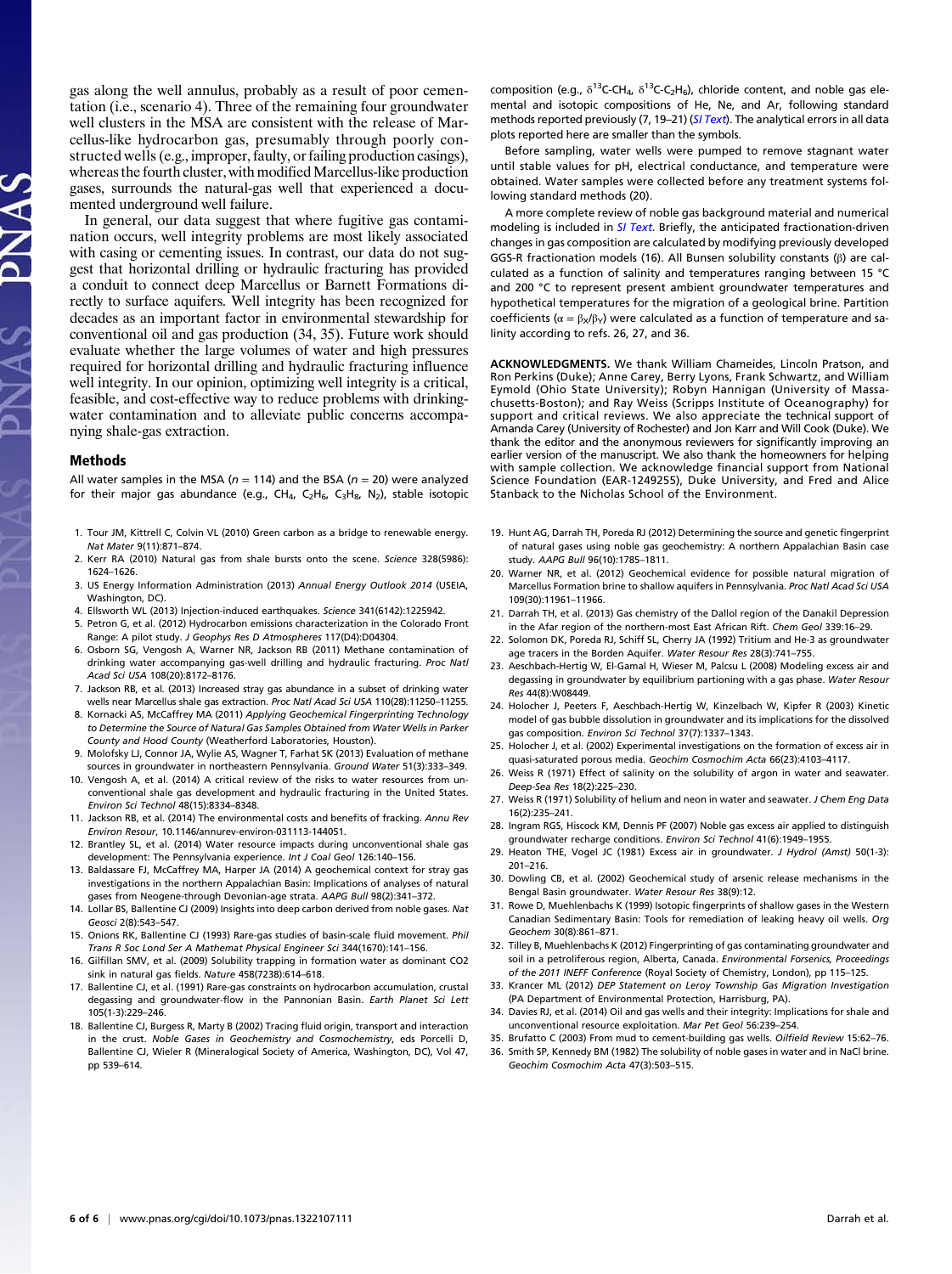gas along the well annulus, probably as a result of poor cementation (i.e., scenario 4). Three of the remaining four groundwater well clusters in the MSA are consistent with the release of Marcellus-like hydrocarbon gas, presumably through poorly constructed wells (e.g., improper, faulty, or failing production casings), whereas the fourth cluster, with modified Marcellus-like production gases, surrounds the natural-gas well that experienced a documented underground well failure.

In general, our data suggest that where fugitive gas contamination occurs, well integrity problems are most likely associated with casing or cementing issues. In contrast, our data do not suggest that horizontal drilling or hydraulic fracturing has provided a conduit to connect deep Marcellus or Barnett Formations directly to surface aquifers. Well integrity has been recognized for decades as an important factor in environmental stewardship for conventional oil and gas production (34, 35). Future work should evaluate whether the large volumes of water and high pressures required for horizontal drilling and hydraulic fracturing influence well integrity. In our opinion, optimizing well integrity is a critical, feasible, and cost-effective way to reduce problems with drinking-water contamination and to alleviate public concerns accompanying shale-gas extraction.

## Methods

All water samples in the MSA ($n = 114$) and the BSA ($n = 20$) were analyzed for their major gas abundance (e.g., $CH_4$, $C_2H_6$, $C_3H_8$, $N_2$), stable isotopic composition (e.g., $\delta^{13}C$-$CH_4$, $\delta^{13}C$-$C_2H_6$), chloride content, and noble gas elemental and isotopic compositions of He, Ne, and Ar, following standard methods reported previously (7, 19–21) (*SI Text*). The analytical errors in all data plots reported here are smaller than the symbols.

Before sampling, water wells were pumped to remove stagnant water until stable values for pH, electrical conductance, and temperature were obtained. Water samples were collected before any treatment systems following standard methods (20).

A more complete review of noble gas background material and numerical modeling is included in *SI Text*. Briefly, the anticipated fractionation-driven changes in gas composition are calculated by modifying previously developed GGS-R fractionation models (16). All Bunsen solubility constants ($\beta$) are calculated as a function of salinity and temperatures ranging between 15 °C and 200 °C to represent present ambient groundwater temperatures and hypothetical temperatures for the migration of a geological brine. Partition coefficients ($\alpha = \beta_X/\beta_Y$) were calculated as a function of temperature and salinity according to refs. 26, 27, and 36.

**ACKNOWLEDGMENTS.** We thank William Chameides, Lincoln Pratson, and Ron Perkins (Duke); Anne Carey, Berry Lyons, Frank Schwartz, and William Eymold (Ohio State University); Robyn Hannigan (University of Massachusetts-Boston); and Ray Weiss (Scripps Institute of Oceanography) for support and critical reviews. We also appreciate the technical support of Amanda Carey (University of Rochester) and Jon Karr and Will Cook (Duke). We thank the editor and the anonymous reviewers for significantly improving an earlier version of the manuscript. We also thank the homeowners for helping with sample collection. We acknowledge financial support from National Science Foundation (EAR-1249255), Duke University, and Fred and Alice Stanback to the Nicholas School of the Environment.

1. Tour JM, Kittrell C, Colvin VL (2010) Green carbon as a bridge to renewable energy. *Nat Mater* 9(11):871–874.
2. Kerr RA (2010) Natural gas from shale bursts onto the scene. *Science* 328(5986): 1624–1626.
3. US Energy Information Administration (2013) *Annual Energy Outlook 2014* (USEIA, Washington, DC).
4. Ellsworth WL (2013) Injection-induced earthquakes. *Science* 341(6142):1225942.
5. Petron G, et al. (2012) Hydrocarbon emissions characterization in the Colorado Front Range: A pilot study. *J Geophys Res D Atmospheres* 117(D4):D04304.
6. Osborn SG, Vengosh A, Warner NR, Jackson RB (2011) Methane contamination of drinking water accompanying gas-well drilling and hydraulic fracturing. *Proc Natl Acad Sci USA* 108(20):8172–8176.
7. Jackson RB, et al. (2013) Increased stray gas abundance in a subset of drinking water wells near Marcellus shale gas extraction. *Proc Natl Acad Sci USA* 110(28):11250–11255.
8. Kornacki AS, McCaffrey MA (2011) *Applying Geochemical Fingerprinting Technology to Determine the Source of Natural Gas Samples Obtained from Water Wells in Parker County and Hood County* (Weatherford Laboratories, Houston).
9. Molofsky LJ, Connor JA, Wylie AS, Wagner T, Farhat SK (2013) Evaluation of methane sources in groundwater in northeastern Pennsylvania. *Ground Water* 51(3):333–349.
10. Vengosh A, et al. (2014) A critical review of the risks to water resources from unconventional shale gas development and hydraulic fracturing in the United States. *Environ Sci Technol* 48(15):8334–8348.
11. Jackson RB, et al. (2014) The environmental costs and benefits of fracking. *Annu Rev Environ Resour*, 10.1146/annurev-environ-031113-144051.
12. Brantley SL, et al. (2014) Water resource impacts during unconventional shale gas development: The Pennsylvania experience. *Int J Coal Geol* 126:140–156.
13. Baldassare FJ, McCaffrey MA, Harper JA (2014) A geochemical context for stray gas investigations in the northern Appalachian Basin: Implications of analyses of natural gases from Neogene-through Devonian-age strata. *AAPG Bull* 98(2):341–372.
14. Lollar BS, Ballentine CJ (2009) Insights into deep carbon derived from noble gases. *Nat Geosci* 2(8):543–547.
15. Onions RK, Ballentine CJ (1993) Rare-gas studies of basin-scale fluid movement. *Phil Trans R Soc Lond Ser A Mathemat Physical Engineer Sci* 344(1670):141–156.
16. Gilfillan SMV, et al. (2009) Solubility trapping in formation water as dominant CO2 sink in natural gas fields. *Nature* 458(7238):614–618.
17. Ballentine CJ, et al. (1991) Rare-gas constraints on hydrocarbon accumulation, crustal degassing and groundwater-flow in the Pannonian Basin. *Earth Planet Sci Lett* 105(1-3):229–246.
18. Ballentine CJ, Burgess R, Marty B (2002) Tracing fluid origin, transport and interaction in the crust. *Noble Gases in Geochemistry and Cosmochemistry*, eds Porcelli D, Ballentine CJ, Wieler R (Mineralogical Society of America, Washington, DC), Vol 47, pp 539–614.
19. Hunt AG, Darrah TH, Poreda RJ (2012) Determining the source and genetic fingerprint of natural gases using noble gas geochemistry: A northern Appalachian Basin case study. *AAPG Bull* 96(10):1785–1811.
20. Warner NR, et al. (2012) Geochemical evidence for possible natural migration of Marcellus Formation brine to shallow aquifers in Pennsylvania. *Proc Natl Acad Sci USA* 109(30):11961–11966.
21. Darrah TH, et al. (2013) Gas chemistry of the Dallol region of the Danakil Depression in the Afar region of the northern-most East African Rift. *Chem Geol* 339:16–29.
22. Solomon DK, Poreda RJ, Schiff SL, Cherry JA (1992) Tritium and He-3 as groundwater age tracers in the Borden Aquifer. *Water Resour Res* 28(3):741–755.
23. Aeschbach-Hertig W, El-Gamal H, Wieser M, Palcsu L (2008) Modeling excess air and degassing in groundwater by equilibrium partitioning with a gas phase. *Water Resour Res* 44(8):W08449.
24. Holocher J, Peeters F, Aeschbach-Hertig W, Kinzelbach W, Kipfer R (2003) Kinetic model of gas bubble dissolution in groundwater and its implications for the dissolved gas composition. *Environ Sci Technol* 37(7):1337–1343.
25. Holocher J, et al. (2002) Experimental investigations on the formation of excess air in quasi-saturated porous media. *Geochim Cosmochim Acta* 66(23):4103–4117.
26. Weiss R (1971) Effect of salinity on the solubility of argon in water and seawater. *Deep-Sea Res* 18(2):225–230.
27. Weiss R (1971) Solubility of helium and neon in water and seawater. *J Chem Eng Data* 16(2):235–241.
28. Ingram RGS, Hiscock KM, Dennis PF (2007) Noble gas excess air applied to distinguish groundwater recharge conditions. *Environ Sci Technol* 41(6):1949–1955.
29. Heaton THE, Vogel JC (1981) Excess air in groundwater. *J Hydrol (Amst)* 50(1-3): 201–216.
30. Dowling CB, et al. (2002) Geochemical study of arsenic release mechanisms in the Bengal Basin groundwater. *Water Resour Res* 38(9):12.
31. Rowe D, Muehlenbachs K (1999) Isotopic fingerprints of shallow gases in the Western Canadian Sedimentary Basin: Tools for remediation of leaking heavy oil wells. *Org Geochem* 30(8):861–871.
32. Tilley B, Muehlenbachs K (2012) Fingerprinting of gas contaminating groundwater and soil in a petroliferous region, Alberta, Canada. *Environmental Forsenics, Proceedings of the 2011 INEFF Conference* (Royal Society of Chemistry, London), pp 115–125.
33. Krancer ML (2012) *DEP Statement on Leroy Township Gas Migration Investigation* (PA Department of Environmental Protection, Harrisburg, PA).
34. Davies RJ, et al. (2014) Oil and gas wells and their integrity: Implications for shale and unconventional resource exploitation. *Mar Pet Geol* 56:239–254.
35. Brufatto C (2003) From mud to cement-building gas wells. *Oilfield Review* 15:62–76.
36. Smith SP, Kennedy BM (1982) The solubility of noble gases in water and in NaCl brine. *Geochim Cosmochim Acta* 47(3):503–515.